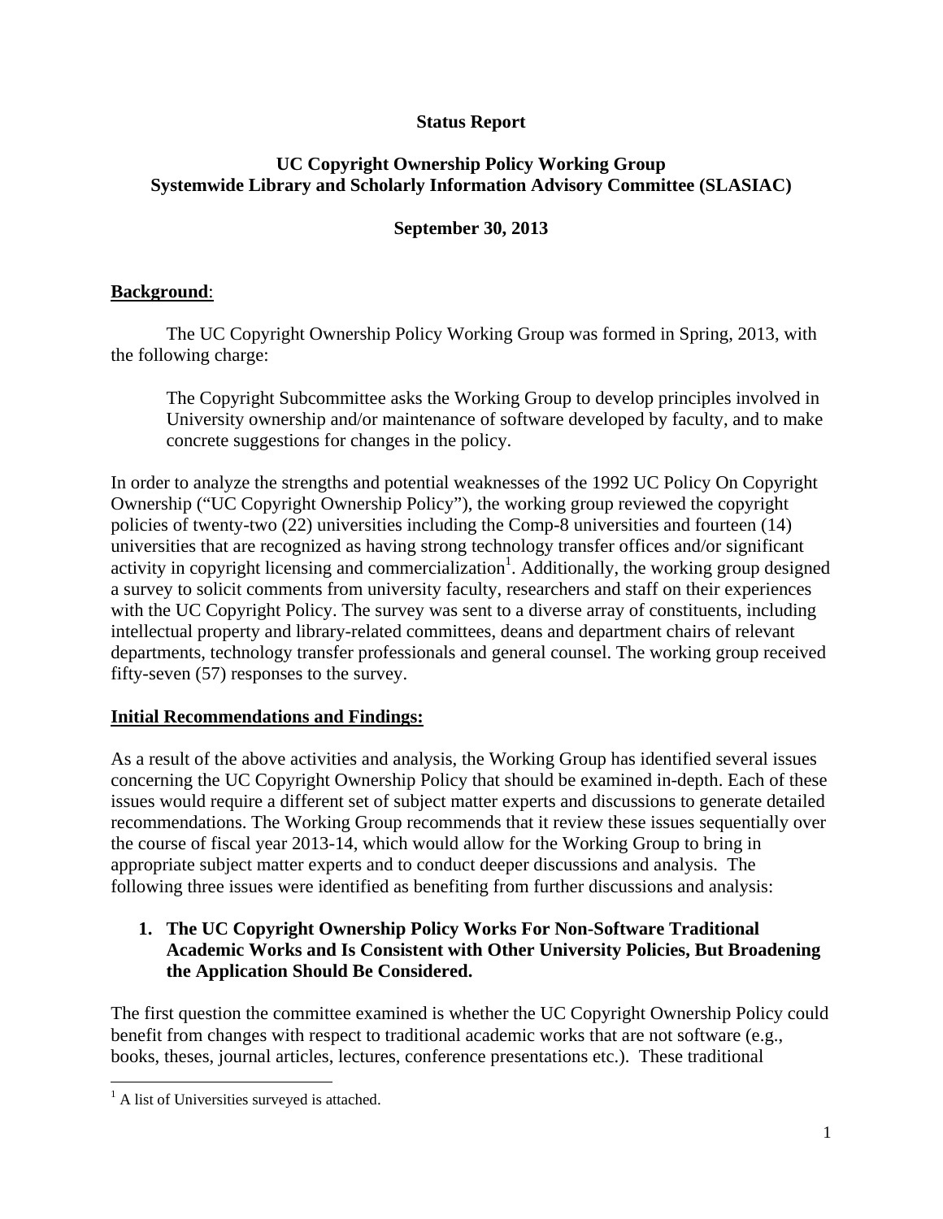**Status Report**

**UC Copyright Ownership Policy Working Group**
**Systemwide Library and Scholarly Information Advisory Committee (SLASIAC)**

**September 30, 2013**

**Background**:

The UC Copyright Ownership Policy Working Group was formed in Spring, 2013, with the following charge:

> The Copyright Subcommittee asks the Working Group to develop principles involved in University ownership and/or maintenance of software developed by faculty, and to make concrete suggestions for changes in the policy.

In order to analyze the strengths and potential weaknesses of the 1992 UC Policy On Copyright Ownership ("UC Copyright Ownership Policy"), the working group reviewed the copyright policies of twenty-two (22) universities including the Comp-8 universities and fourteen (14) universities that are recognized as having strong technology transfer offices and/or significant activity in copyright licensing and commercialization[1]. Additionally, the working group designed a survey to solicit comments from university faculty, researchers and staff on their experiences with the UC Copyright Policy. The survey was sent to a diverse array of constituents, including intellectual property and library-related committees, deans and department chairs of relevant departments, technology transfer professionals and general counsel. The working group received fifty-seven (57) responses to the survey.

**Initial Recommendations and Findings:**

As a result of the above activities and analysis, the Working Group has identified several issues concerning the UC Copyright Ownership Policy that should be examined in-depth. Each of these issues would require a different set of subject matter experts and discussions to generate detailed recommendations. The Working Group recommends that it review these issues sequentially over the course of fiscal year 2013-14, which would allow for the Working Group to bring in appropriate subject matter experts and to conduct deeper discussions and analysis. The following three issues were identified as benefiting from further discussions and analysis:

1. **The UC Copyright Ownership Policy Works For Non-Software Traditional Academic Works and Is Consistent with Other University Policies, But Broadening the Application Should Be Considered.**

The first question the committee examined is whether the UC Copyright Ownership Policy could benefit from changes with respect to traditional academic works that are not software (e.g., books, theses, journal articles, lectures, conference presentations etc.). These traditional

[1] A list of Universities surveyed is attached.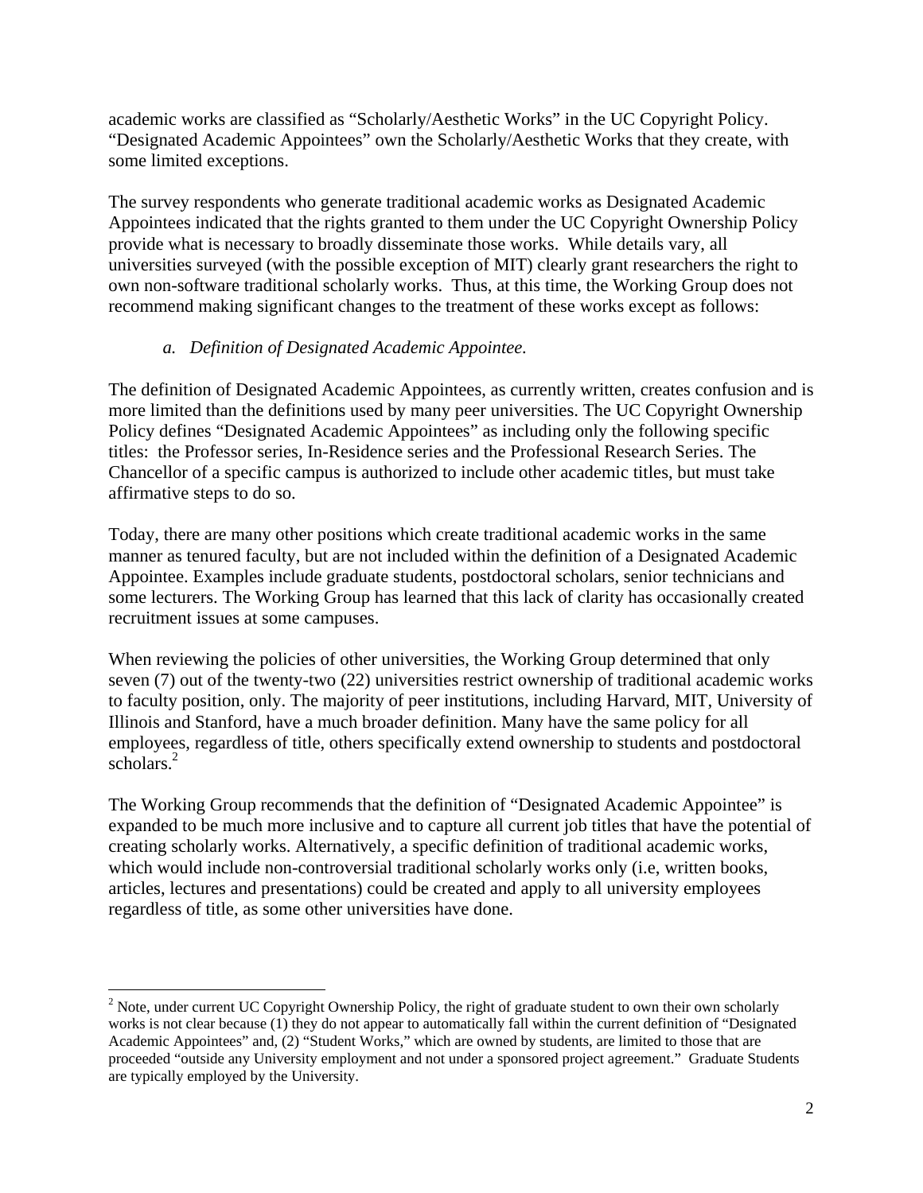academic works are classified as "Scholarly/Aesthetic Works" in the UC Copyright Policy. "Designated Academic Appointees" own the Scholarly/Aesthetic Works that they create, with some limited exceptions.

The survey respondents who generate traditional academic works as Designated Academic Appointees indicated that the rights granted to them under the UC Copyright Ownership Policy provide what is necessary to broadly disseminate those works. While details vary, all universities surveyed (with the possible exception of MIT) clearly grant researchers the right to own non-software traditional scholarly works. Thus, at this time, the Working Group does not recommend making significant changes to the treatment of these works except as follows:

*a. Definition of Designated Academic Appointee.*

The definition of Designated Academic Appointees, as currently written, creates confusion and is more limited than the definitions used by many peer universities. The UC Copyright Ownership Policy defines "Designated Academic Appointees" as including only the following specific titles: the Professor series, In-Residence series and the Professional Research Series. The Chancellor of a specific campus is authorized to include other academic titles, but must take affirmative steps to do so.

Today, there are many other positions which create traditional academic works in the same manner as tenured faculty, but are not included within the definition of a Designated Academic Appointee. Examples include graduate students, postdoctoral scholars, senior technicians and some lecturers. The Working Group has learned that this lack of clarity has occasionally created recruitment issues at some campuses.

When reviewing the policies of other universities, the Working Group determined that only seven (7) out of the twenty-two (22) universities restrict ownership of traditional academic works to faculty position, only. The majority of peer institutions, including Harvard, MIT, University of Illinois and Stanford, have a much broader definition. Many have the same policy for all employees, regardless of title, others specifically extend ownership to students and postdoctoral scholars.[2]

The Working Group recommends that the definition of "Designated Academic Appointee" is expanded to be much more inclusive and to capture all current job titles that have the potential of creating scholarly works. Alternatively, a specific definition of traditional academic works, which would include non-controversial traditional scholarly works only (i.e, written books, articles, lectures and presentations) could be created and apply to all university employees regardless of title, as some other universities have done.

---

[2] Note, under current UC Copyright Ownership Policy, the right of graduate student to own their own scholarly works is not clear because (1) they do not appear to automatically fall within the current definition of "Designated Academic Appointees" and, (2) "Student Works," which are owned by students, are limited to those that are proceeded "outside any University employment and not under a sponsored project agreement." Graduate Students are typically employed by the University.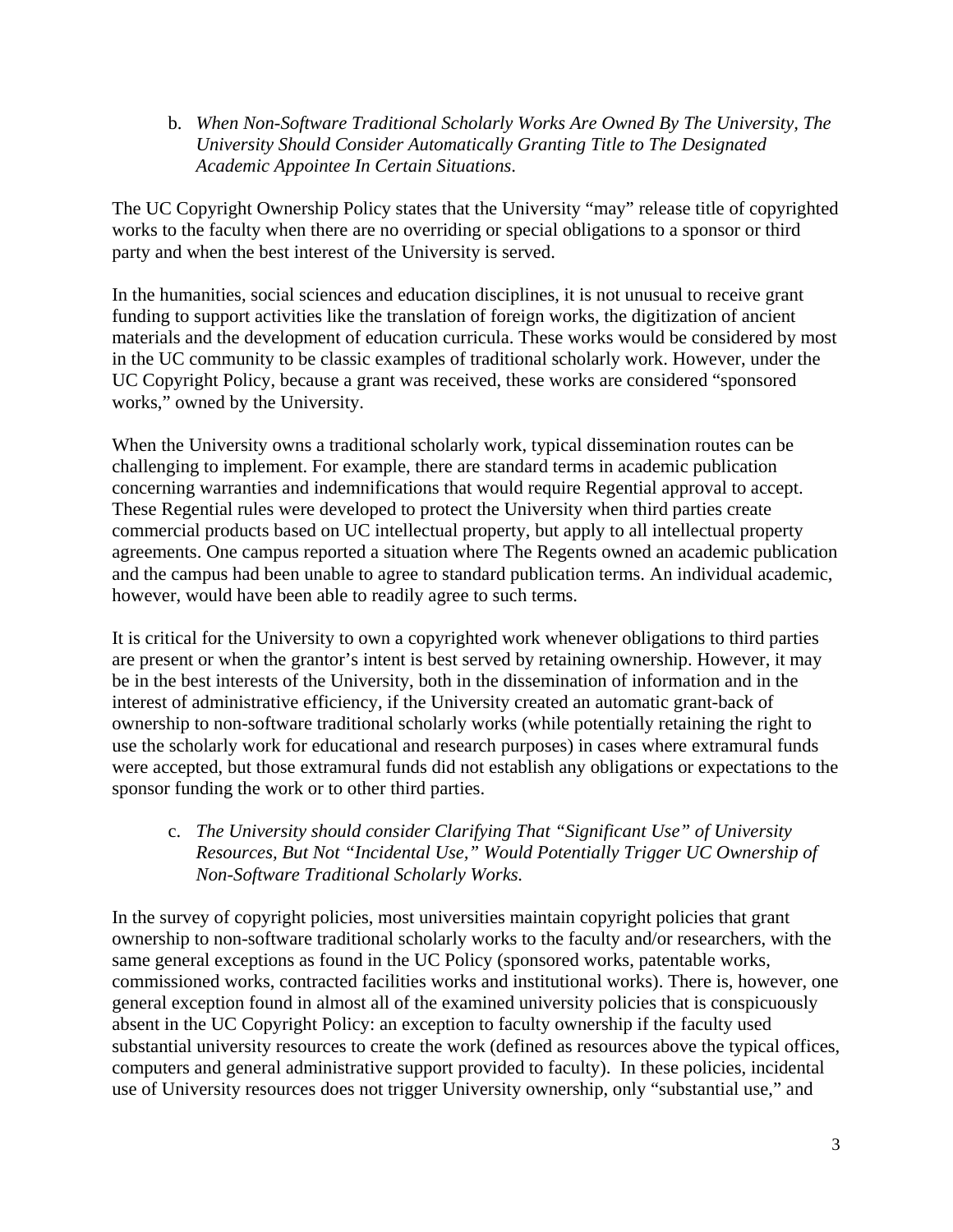b. *When Non-Software Traditional Scholarly Works Are Owned By The University, The University Should Consider Automatically Granting Title to The Designated Academic Appointee In Certain Situations.*

The UC Copyright Ownership Policy states that the University "may" release title of copyrighted works to the faculty when there are no overriding or special obligations to a sponsor or third party and when the best interest of the University is served.

In the humanities, social sciences and education disciplines, it is not unusual to receive grant funding to support activities like the translation of foreign works, the digitization of ancient materials and the development of education curricula. These works would be considered by most in the UC community to be classic examples of traditional scholarly work. However, under the UC Copyright Policy, because a grant was received, these works are considered "sponsored works," owned by the University.

When the University owns a traditional scholarly work, typical dissemination routes can be challenging to implement. For example, there are standard terms in academic publication concerning warranties and indemnifications that would require Regential approval to accept. These Regential rules were developed to protect the University when third parties create commercial products based on UC intellectual property, but apply to all intellectual property agreements. One campus reported a situation where The Regents owned an academic publication and the campus had been unable to agree to standard publication terms. An individual academic, however, would have been able to readily agree to such terms.

It is critical for the University to own a copyrighted work whenever obligations to third parties are present or when the grantor's intent is best served by retaining ownership. However, it may be in the best interests of the University, both in the dissemination of information and in the interest of administrative efficiency, if the University created an automatic grant-back of ownership to non-software traditional scholarly works (while potentially retaining the right to use the scholarly work for educational and research purposes) in cases where extramural funds were accepted, but those extramural funds did not establish any obligations or expectations to the sponsor funding the work or to other third parties.

c. *The University should consider Clarifying That "Significant Use" of University Resources, But Not "Incidental Use," Would Potentially Trigger UC Ownership of Non-Software Traditional Scholarly Works.*

In the survey of copyright policies, most universities maintain copyright policies that grant ownership to non-software traditional scholarly works to the faculty and/or researchers, with the same general exceptions as found in the UC Policy (sponsored works, patentable works, commissioned works, contracted facilities works and institutional works). There is, however, one general exception found in almost all of the examined university policies that is conspicuously absent in the UC Copyright Policy: an exception to faculty ownership if the faculty used substantial university resources to create the work (defined as resources above the typical offices, computers and general administrative support provided to faculty). In these policies, incidental use of University resources does not trigger University ownership, only "substantial use," and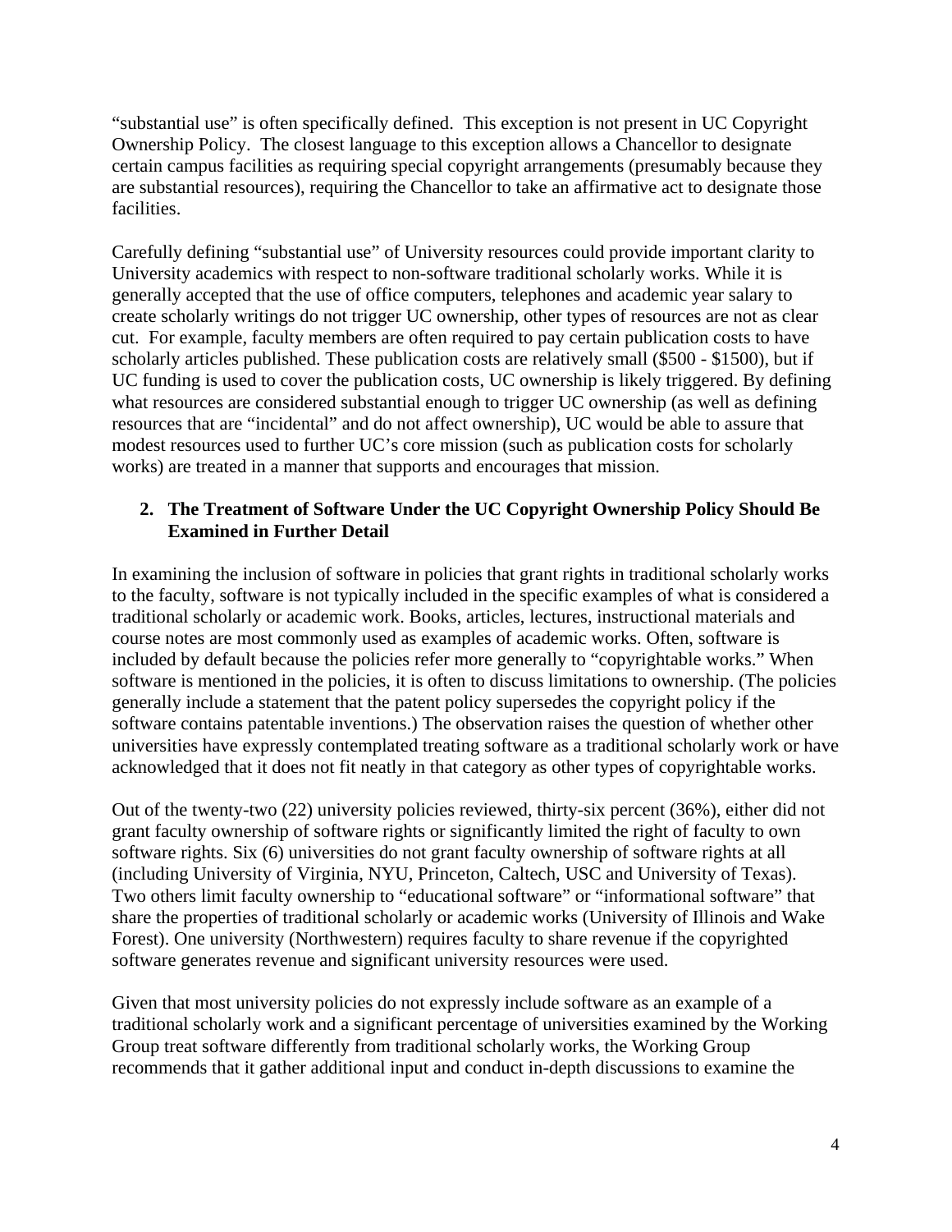"substantial use" is often specifically defined. This exception is not present in UC Copyright Ownership Policy. The closest language to this exception allows a Chancellor to designate certain campus facilities as requiring special copyright arrangements (presumably because they are substantial resources), requiring the Chancellor to take an affirmative act to designate those facilities.

Carefully defining "substantial use" of University resources could provide important clarity to University academics with respect to non-software traditional scholarly works. While it is generally accepted that the use of office computers, telephones and academic year salary to create scholarly writings do not trigger UC ownership, other types of resources are not as clear cut. For example, faculty members are often required to pay certain publication costs to have scholarly articles published. These publication costs are relatively small ($500 - $1500), but if UC funding is used to cover the publication costs, UC ownership is likely triggered. By defining what resources are considered substantial enough to trigger UC ownership (as well as defining resources that are "incidental" and do not affect ownership), UC would be able to assure that modest resources used to further UC's core mission (such as publication costs for scholarly works) are treated in a manner that supports and encourages that mission.

### 2. The Treatment of Software Under the UC Copyright Ownership Policy Should Be Examined in Further Detail

In examining the inclusion of software in policies that grant rights in traditional scholarly works to the faculty, software is not typically included in the specific examples of what is considered a traditional scholarly or academic work. Books, articles, lectures, instructional materials and course notes are most commonly used as examples of academic works. Often, software is included by default because the policies refer more generally to "copyrightable works." When software is mentioned in the policies, it is often to discuss limitations to ownership. (The policies generally include a statement that the patent policy supersedes the copyright policy if the software contains patentable inventions.) The observation raises the question of whether other universities have expressly contemplated treating software as a traditional scholarly work or have acknowledged that it does not fit neatly in that category as other types of copyrightable works.

Out of the twenty-two (22) university policies reviewed, thirty-six percent (36%), either did not grant faculty ownership of software rights or significantly limited the right of faculty to own software rights. Six (6) universities do not grant faculty ownership of software rights at all (including University of Virginia, NYU, Princeton, Caltech, USC and University of Texas). Two others limit faculty ownership to "educational software" or "informational software" that share the properties of traditional scholarly or academic works (University of Illinois and Wake Forest). One university (Northwestern) requires faculty to share revenue if the copyrighted software generates revenue and significant university resources were used.

Given that most university policies do not expressly include software as an example of a traditional scholarly work and a significant percentage of universities examined by the Working Group treat software differently from traditional scholarly works, the Working Group recommends that it gather additional input and conduct in-depth discussions to examine the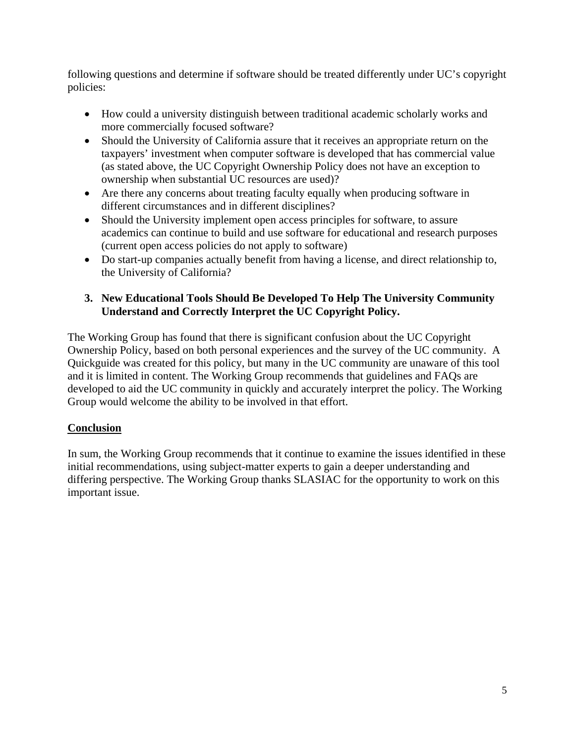following questions and determine if software should be treated differently under UC's copyright policies:

- How could a university distinguish between traditional academic scholarly works and more commercially focused software?
- Should the University of California assure that it receives an appropriate return on the taxpayers' investment when computer software is developed that has commercial value (as stated above, the UC Copyright Ownership Policy does not have an exception to ownership when substantial UC resources are used)?
- Are there any concerns about treating faculty equally when producing software in different circumstances and in different disciplines?
- Should the University implement open access principles for software, to assure academics can continue to build and use software for educational and research purposes (current open access policies do not apply to software)
- Do start-up companies actually benefit from having a license, and direct relationship to, the University of California?

**3. New Educational Tools Should Be Developed To Help The University Community Understand and Correctly Interpret the UC Copyright Policy.**

The Working Group has found that there is significant confusion about the UC Copyright Ownership Policy, based on both personal experiences and the survey of the UC community. A Quickguide was created for this policy, but many in the UC community are unaware of this tool and it is limited in content. The Working Group recommends that guidelines and FAQs are developed to aid the UC community in quickly and accurately interpret the policy. The Working Group would welcome the ability to be involved in that effort.

## Conclusion

In sum, the Working Group recommends that it continue to examine the issues identified in these initial recommendations, using subject-matter experts to gain a deeper understanding and differing perspective. The Working Group thanks SLASIAC for the opportunity to work on this important issue.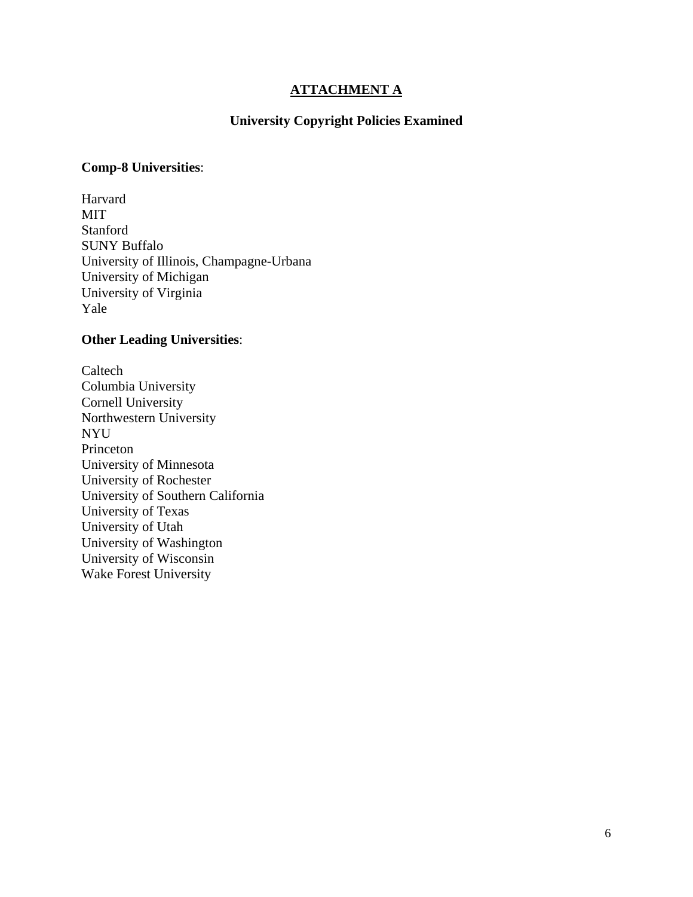# ATTACHMENT A

## University Copyright Policies Examined

**Comp-8 Universities**:

Harvard
MIT
Stanford
SUNY Buffalo
University of Illinois, Champagne-Urbana
University of Michigan
University of Virginia
Yale

**Other Leading Universities**:

Caltech
Columbia University
Cornell University
Northwestern University
NYU
Princeton
University of Minnesota
University of Rochester
University of Southern California
University of Texas
University of Utah
University of Washington
University of Wisconsin
Wake Forest University